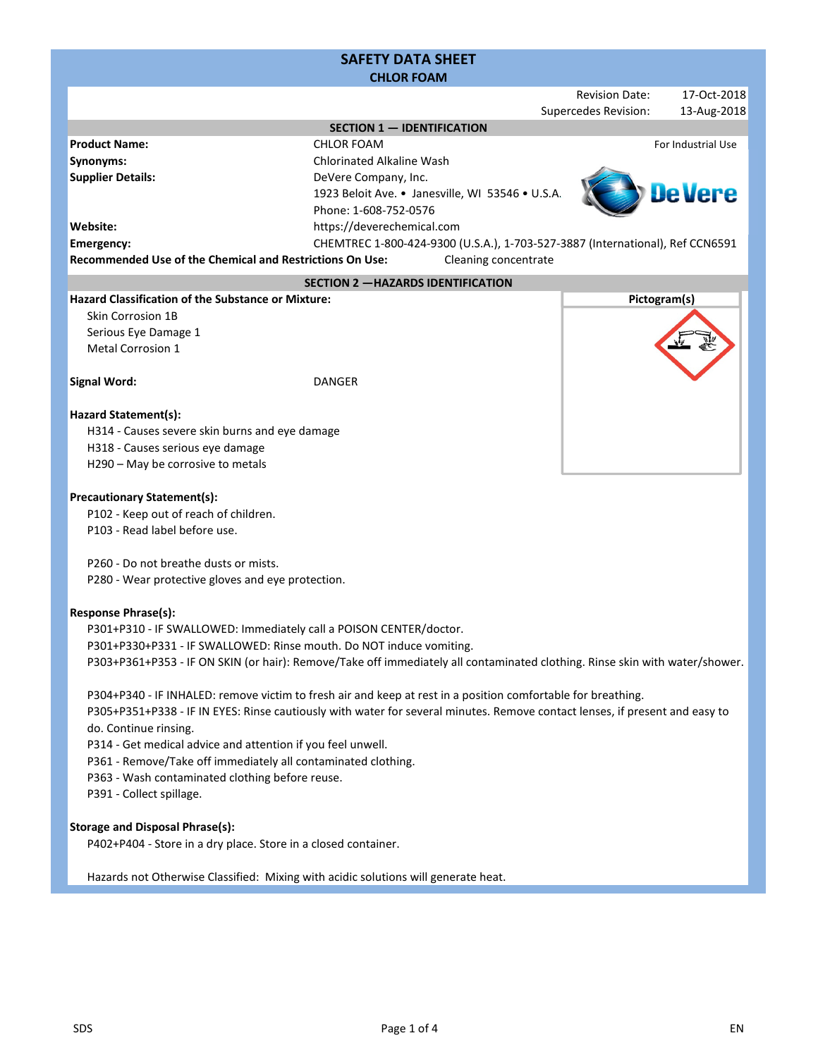# SAFETY DATA SHEET
## CHLOR FOAM

| | |
|---|---|
| Revision Date: | 17-Oct-2018 |
| Supercedes Revision: | 13-Aug-2018 |

## SECTION 1 — IDENTIFICATION

**Product Name:** CHLOR FOAM — For Industrial Use

**Synonyms:** Chlorinated Alkaline Wash

**Supplier Details:** DeVere Company, Inc.
1923 Beloit Ave. • Janesville, WI 53546 • U.S.A.
Phone: 1-608-752-0576

**Website:** https://deverechemical.com

**Emergency:** CHEMTREC 1-800-424-9300 (U.S.A.), 1-703-527-3887 (International), Ref CCN6591

**Recommended Use of the Chemical and Restrictions On Use:** Cleaning concentrate

## SECTION 2 —HAZARDS IDENTIFICATION

**Hazard Classification of the Substance or Mixture:**

- Skin Corrosion 1B
- Serious Eye Damage 1
- Metal Corrosion 1

**Pictogram(s)**

**Signal Word:** DANGER

**Hazard Statement(s):**

- H314 - Causes severe skin burns and eye damage
- H318 - Causes serious eye damage
- H290 – May be corrosive to metals

**Precautionary Statement(s):**

- P102 - Keep out of reach of children.
- P103 - Read label before use.

- P260 - Do not breathe dusts or mists.
- P280 - Wear protective gloves and eye protection.

**Response Phrase(s):**

- P301+P310 - IF SWALLOWED: Immediately call a POISON CENTER/doctor.
- P301+P330+P331 - IF SWALLOWED: Rinse mouth. Do NOT induce vomiting.
- P303+P361+P353 - IF ON SKIN (or hair): Remove/Take off immediately all contaminated clothing. Rinse skin with water/shower.

- P304+P340 - IF INHALED: remove victim to fresh air and keep at rest in a position comfortable for breathing.
- P305+P351+P338 - IF IN EYES: Rinse cautiously with water for several minutes. Remove contact lenses, if present and easy to do. Continue rinsing.
- P314 - Get medical advice and attention if you feel unwell.
- P361 - Remove/Take off immediately all contaminated clothing.
- P363 - Wash contaminated clothing before reuse.
- P391 - Collect spillage.

**Storage and Disposal Phrase(s):**

- P402+P404 - Store in a dry place. Store in a closed container.

Hazards not Otherwise Classified: Mixing with acidic solutions will generate heat.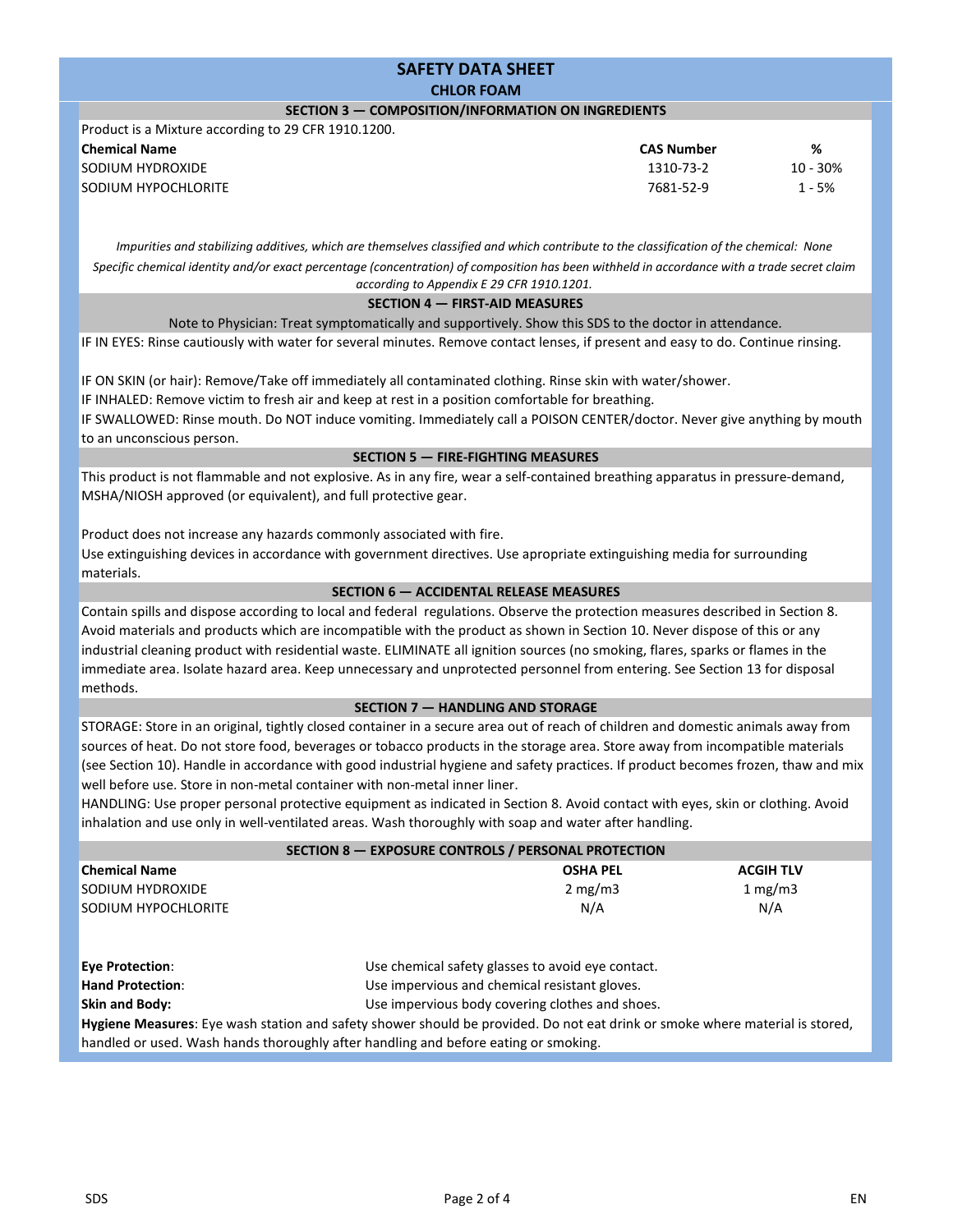# SAFETY DATA SHEET

## CHLOR FOAM

### SECTION 3 — COMPOSITION/INFORMATION ON INGREDIENTS

Product is a Mixture according to 29 CFR 1910.1200.

| Chemical Name | CAS Number | % |
| --- | --- | --- |
| SODIUM HYDROXIDE | 1310-73-2 | 10 - 30% |
| SODIUM HYPOCHLORITE | 7681-52-9 | 1 - 5% |

*Impurities and stabilizing additives, which are themselves classified and which contribute to the classification of the chemical: None*

*Specific chemical identity and/or exact percentage (concentration) of composition has been withheld in accordance with a trade secret claim according to Appendix E 29 CFR 1910.1201.*

### SECTION 4 — FIRST-AID MEASURES

Note to Physician: Treat symptomatically and supportively. Show this SDS to the doctor in attendance.

IF IN EYES: Rinse cautiously with water for several minutes. Remove contact lenses, if present and easy to do. Continue rinsing.

IF ON SKIN (or hair): Remove/Take off immediately all contaminated clothing. Rinse skin with water/shower.

IF INHALED: Remove victim to fresh air and keep at rest in a position comfortable for breathing.

IF SWALLOWED: Rinse mouth. Do NOT induce vomiting. Immediately call a POISON CENTER/doctor. Never give anything by mouth to an unconscious person.

### SECTION 5 — FIRE-FIGHTING MEASURES

This product is not flammable and not explosive. As in any fire, wear a self-contained breathing apparatus in pressure-demand, MSHA/NIOSH approved (or equivalent), and full protective gear.

Product does not increase any hazards commonly associated with fire.

Use extinguishing devices in accordance with government directives. Use apropriate extinguishing media for surrounding materials.

### SECTION 6 — ACCIDENTAL RELEASE MEASURES

Contain spills and dispose according to local and federal regulations. Observe the protection measures described in Section 8. Avoid materials and products which are incompatible with the product as shown in Section 10. Never dispose of this or any industrial cleaning product with residential waste. ELIMINATE all ignition sources (no smoking, flares, sparks or flames in the immediate area. Isolate hazard area. Keep unnecessary and unprotected personnel from entering. See Section 13 for disposal methods.

### SECTION 7 — HANDLING AND STORAGE

STORAGE: Store in an original, tightly closed container in a secure area out of reach of children and domestic animals away from sources of heat. Do not store food, beverages or tobacco products in the storage area. Store away from incompatible materials (see Section 10). Handle in accordance with good industrial hygiene and safety practices. If product becomes frozen, thaw and mix well before use. Store in non-metal container with non-metal inner liner.

HANDLING: Use proper personal protective equipment as indicated in Section 8. Avoid contact with eyes, skin or clothing. Avoid inhalation and use only in well-ventilated areas. Wash thoroughly with soap and water after handling.

### SECTION 8 — EXPOSURE CONTROLS / PERSONAL PROTECTION

| Chemical Name | OSHA PEL | ACGIH TLV |
| --- | --- | --- |
| SODIUM HYDROXIDE | 2 mg/m3 | 1 mg/m3 |
| SODIUM HYPOCHLORITE | N/A | N/A |

**Eye Protection**: Use chemical safety glasses to avoid eye contact.

**Hand Protection**: Use impervious and chemical resistant gloves.

**Skin and Body:** Use impervious body covering clothes and shoes.

**Hygiene Measures**: Eye wash station and safety shower should be provided. Do not eat drink or smoke where material is stored, handled or used. Wash hands thoroughly after handling and before eating or smoking.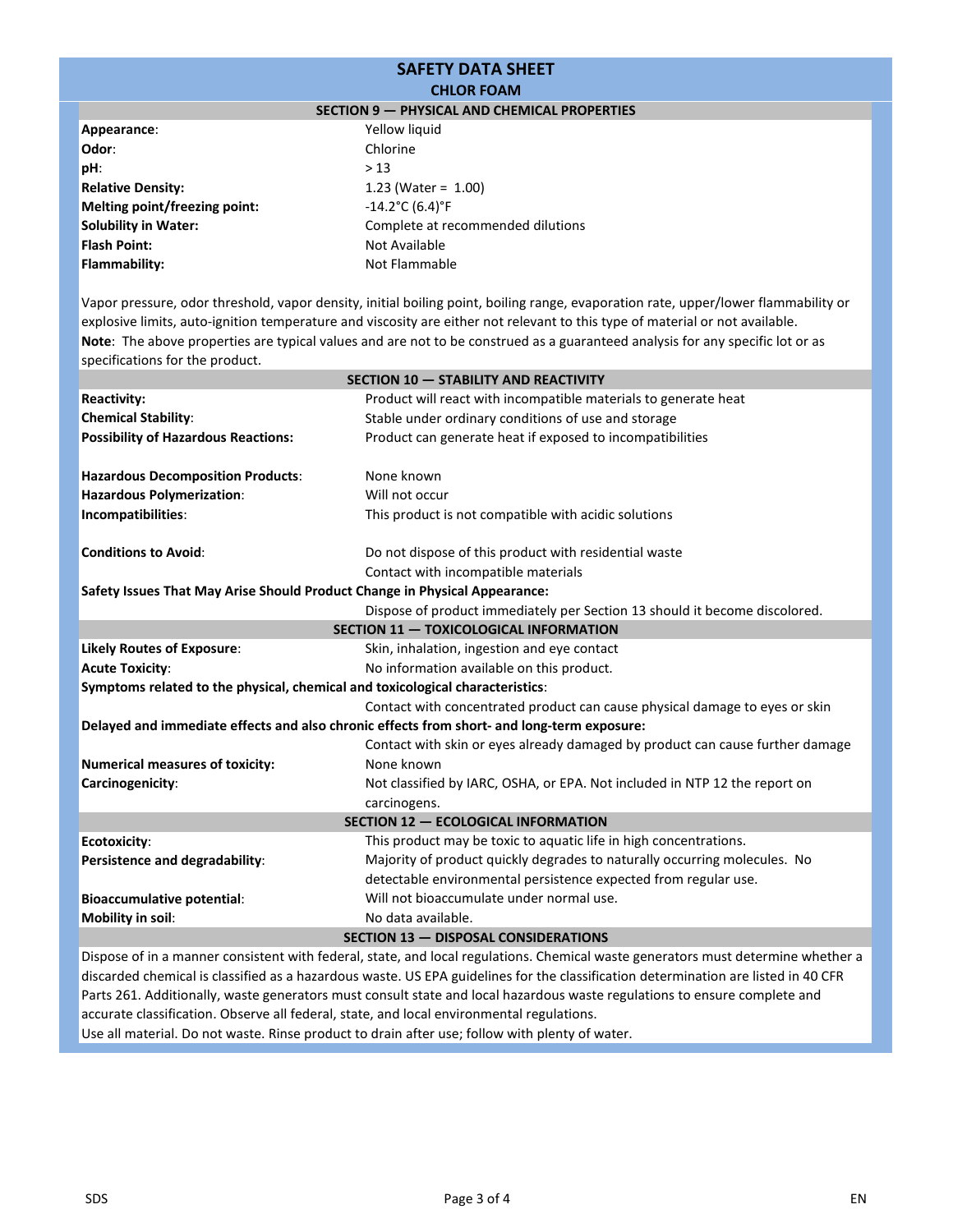# SAFETY DATA SHEET

## CHLOR FOAM

### SECTION 9 — PHYSICAL AND CHEMICAL PROPERTIES

| | |
|---|---|
| **Appearance**: | Yellow liquid |
| **Odor**: | Chlorine |
| **pH**: | > 13 |
| **Relative Density:** | 1.23 (Water = 1.00) |
| **Melting point/freezing point:** | -14.2°C (6.4)°F |
| **Solubility in Water:** | Complete at recommended dilutions |
| **Flash Point:** | Not Available |
| **Flammability:** | Not Flammable |

Vapor pressure, odor threshold, vapor density, initial boiling point, boiling range, evaporation rate, upper/lower flammability or explosive limits, auto-ignition temperature and viscosity are either not relevant to this type of material or not available.

**Note**: The above properties are typical values and are not to be construed as a guaranteed analysis for any specific lot or as specifications for the product.

### SECTION 10 — STABILITY AND REACTIVITY

| | |
|---|---|
| **Reactivity:** | Product will react with incompatible materials to generate heat |
| **Chemical Stability**: | Stable under ordinary conditions of use and storage |
| **Possibility of Hazardous Reactions:** | Product can generate heat if exposed to incompatibilities |
| **Hazardous Decomposition Products**: | None known |
| **Hazardous Polymerization**: | Will not occur |
| **Incompatibilities**: | This product is not compatible with acidic solutions |
| **Conditions to Avoid**: | Do not dispose of this product with residential waste<br>Contact with incompatible materials |

**Safety Issues That May Arise Should Product Change in Physical Appearance:**

Dispose of product immediately per Section 13 should it become discolored.

### SECTION 11 — TOXICOLOGICAL INFORMATION

| | |
|---|---|
| **Likely Routes of Exposure**: | Skin, inhalation, ingestion and eye contact |
| **Acute Toxicity**: | No information available on this product. |

**Symptoms related to the physical, chemical and toxicological characteristics**:

Contact with concentrated product can cause physical damage to eyes or skin

**Delayed and immediate effects and also chronic effects from short- and long-term exposure:**

Contact with skin or eyes already damaged by product can cause further damage

| | |
|---|---|
| **Numerical measures of toxicity:** | None known |
| **Carcinogenicity**: | Not classified by IARC, OSHA, or EPA. Not included in NTP 12 the report on carcinogens. |

### SECTION 12 — ECOLOGICAL INFORMATION

| | |
|---|---|
| **Ecotoxicity**: | This product may be toxic to aquatic life in high concentrations. |
| **Persistence and degradability**: | Majority of product quickly degrades to naturally occurring molecules. No detectable environmental persistence expected from regular use. |
| **Bioaccumulative potential**: | Will not bioaccumulate under normal use. |
| **Mobility in soil**: | No data available. |

### SECTION 13 — DISPOSAL CONSIDERATIONS

Dispose of in a manner consistent with federal, state, and local regulations. Chemical waste generators must determine whether a discarded chemical is classified as a hazardous waste. US EPA guidelines for the classification determination are listed in 40 CFR Parts 261. Additionally, waste generators must consult state and local hazardous waste regulations to ensure complete and accurate classification. Observe all federal, state, and local environmental regulations.

Use all material. Do not waste. Rinse product to drain after use; follow with plenty of water.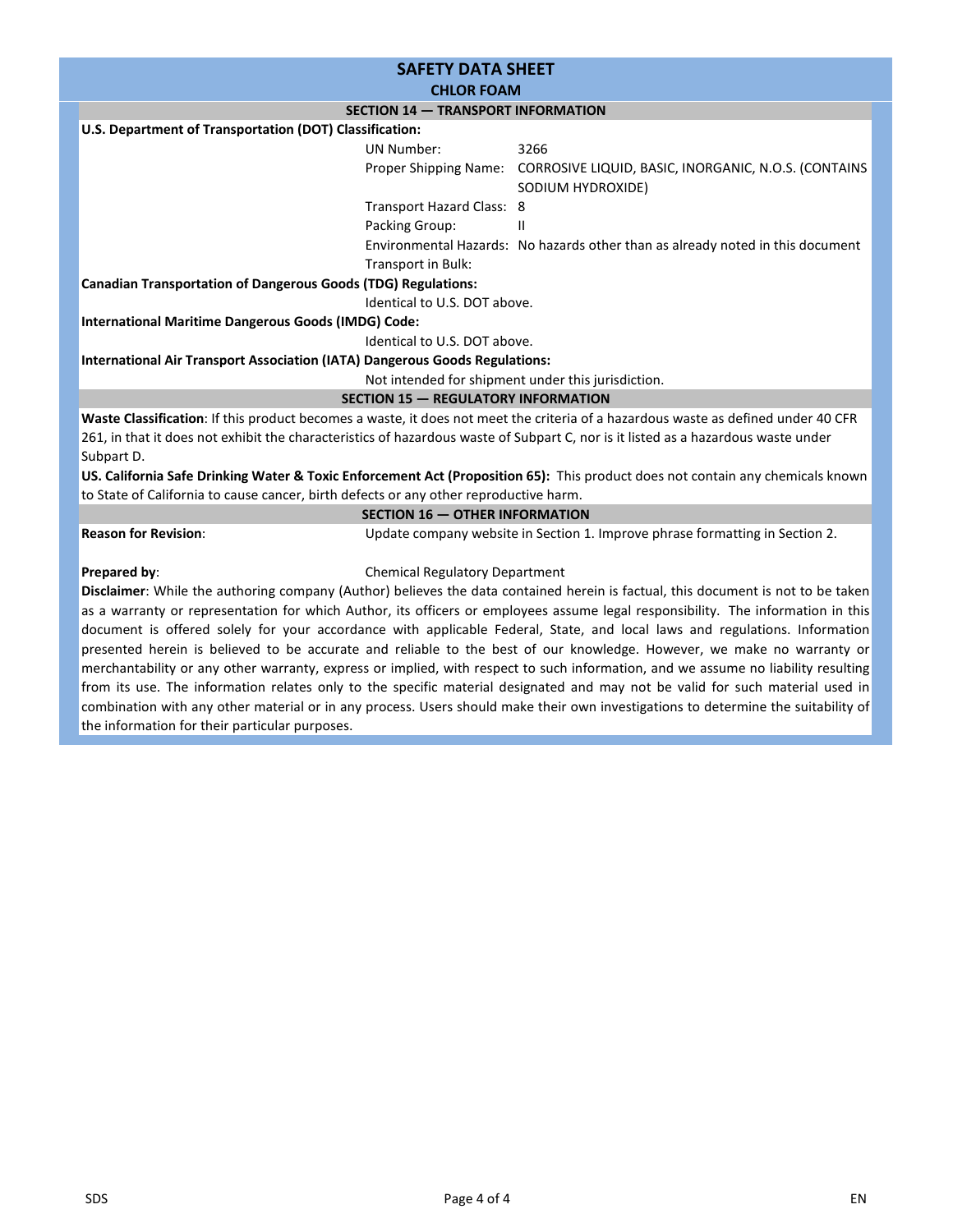# SAFETY DATA SHEET

## CHLOR FOAM

### SECTION 14 — TRANSPORT INFORMATION

**U.S. Department of Transportation (DOT) Classification:**

| | |
|---|---|
| UN Number: | 3266 |
| Proper Shipping Name: | CORROSIVE LIQUID, BASIC, INORGANIC, N.O.S. (CONTAINS SODIUM HYDROXIDE) |
| Transport Hazard Class: | 8 |
| Packing Group: | II |
| Environmental Hazards: | No hazards other than as already noted in this document |
| Transport in Bulk: | |

**Canadian Transportation of Dangerous Goods (TDG) Regulations:**

Identical to U.S. DOT above.

**International Maritime Dangerous Goods (IMDG) Code:**

Identical to U.S. DOT above.

**International Air Transport Association (IATA) Dangerous Goods Regulations:**

Not intended for shipment under this jurisdiction.

### SECTION 15 — REGULATORY INFORMATION

**Waste Classification**: If this product becomes a waste, it does not meet the criteria of a hazardous waste as defined under 40 CFR 261, in that it does not exhibit the characteristics of hazardous waste of Subpart C, nor is it listed as a hazardous waste under Subpart D.

**US. California Safe Drinking Water & Toxic Enforcement Act (Proposition 65):** This product does not contain any chemicals known to State of California to cause cancer, birth defects or any other reproductive harm.

### SECTION 16 — OTHER INFORMATION

**Reason for Revision**: Update company website in Section 1. Improve phrase formatting in Section 2.

**Prepared by**: Chemical Regulatory Department

**Disclaimer**: While the authoring company (Author) believes the data contained herein is factual, this document is not to be taken as a warranty or representation for which Author, its officers or employees assume legal responsibility. The information in this document is offered solely for your accordance with applicable Federal, State, and local laws and regulations. Information presented herein is believed to be accurate and reliable to the best of our knowledge. However, we make no warranty or merchantability or any other warranty, express or implied, with respect to such information, and we assume no liability resulting from its use. The information relates only to the specific material designated and may not be valid for such material used in combination with any other material or in any process. Users should make their own investigations to determine the suitability of the information for their particular purposes.